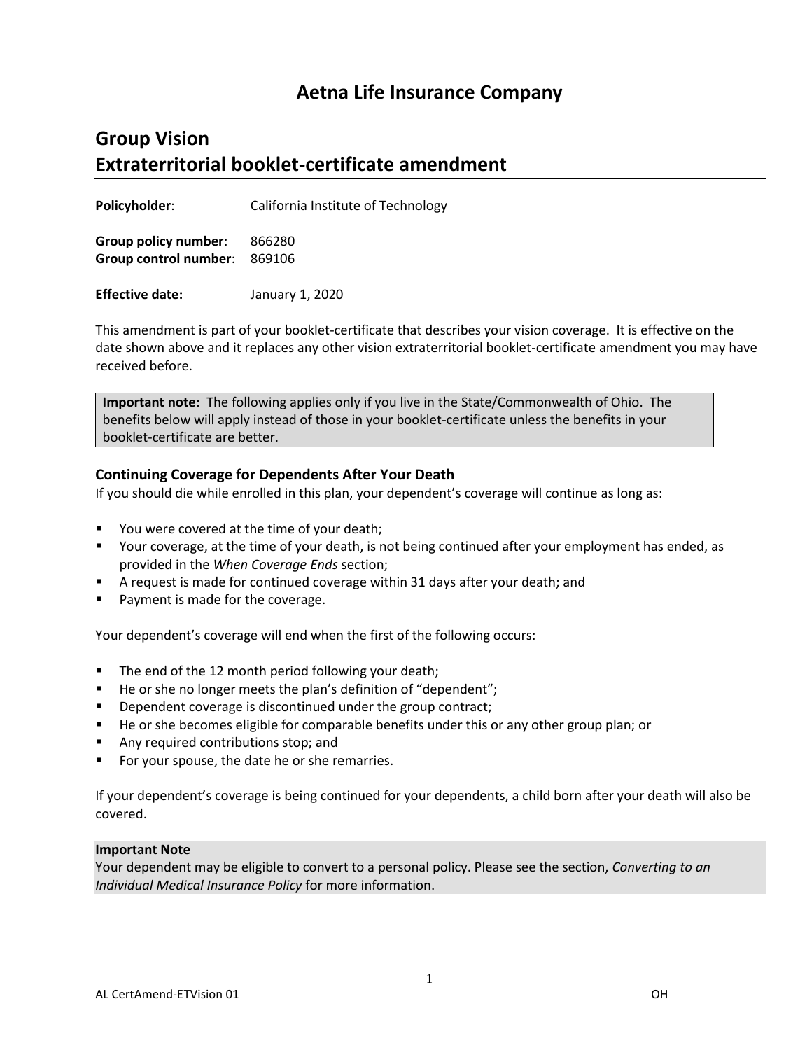# Aetna Life Insurance Company

## Group Vision
## Extraterritorial booklet-certificate amendment

**Policyholder**: California Institute of Technology

**Group policy number**: 866280
**Group control number**: 869106

**Effective date:** January 1, 2020

This amendment is part of your booklet-certificate that describes your vision coverage. It is effective on the date shown above and it replaces any other vision extraterritorial booklet-certificate amendment you may have received before.

> **Important note:** The following applies only if you live in the State/Commonwealth of Ohio. The benefits below will apply instead of those in your booklet-certificate unless the benefits in your booklet-certificate are better.

### Continuing Coverage for Dependents After Your Death

If you should die while enrolled in this plan, your dependent's coverage will continue as long as:

- You were covered at the time of your death;
- Your coverage, at the time of your death, is not being continued after your employment has ended, as provided in the *When Coverage Ends* section;
- A request is made for continued coverage within 31 days after your death; and
- Payment is made for the coverage.

Your dependent's coverage will end when the first of the following occurs:

- The end of the 12 month period following your death;
- He or she no longer meets the plan's definition of "dependent";
- Dependent coverage is discontinued under the group contract;
- He or she becomes eligible for comparable benefits under this or any other group plan; or
- Any required contributions stop; and
- For your spouse, the date he or she remarries.

If your dependent's coverage is being continued for your dependents, a child born after your death will also be covered.

**Important Note**
Your dependent may be eligible to convert to a personal policy. Please see the section, *Converting to an Individual Medical Insurance Policy* for more information.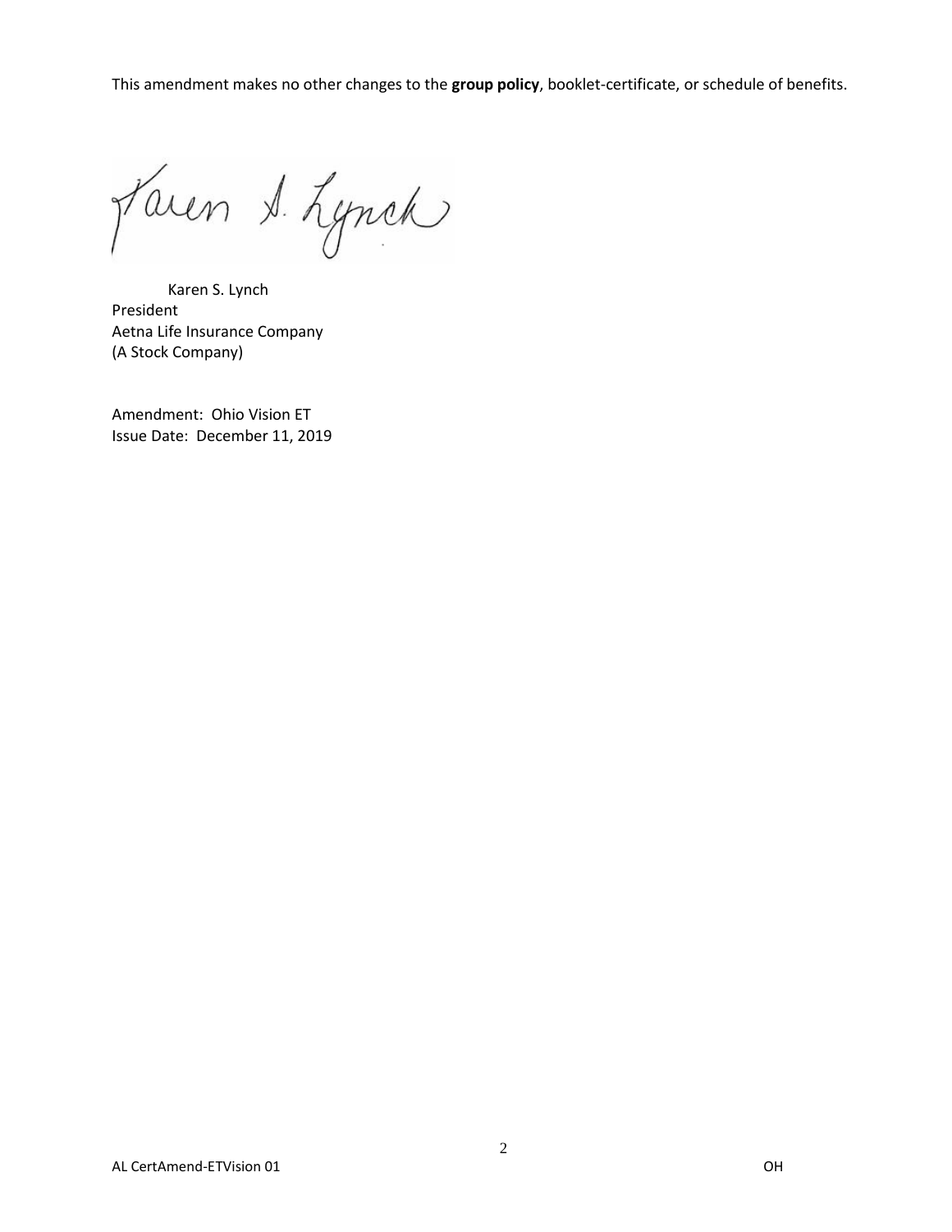This amendment makes no other changes to the **group policy**, booklet-certificate, or schedule of benefits.

Karen S. Lynch
President
Aetna Life Insurance Company
(A Stock Company)

Amendment: Ohio Vision ET
Issue Date: December 11, 2019

AL CertAmend-ETVision 01 OH